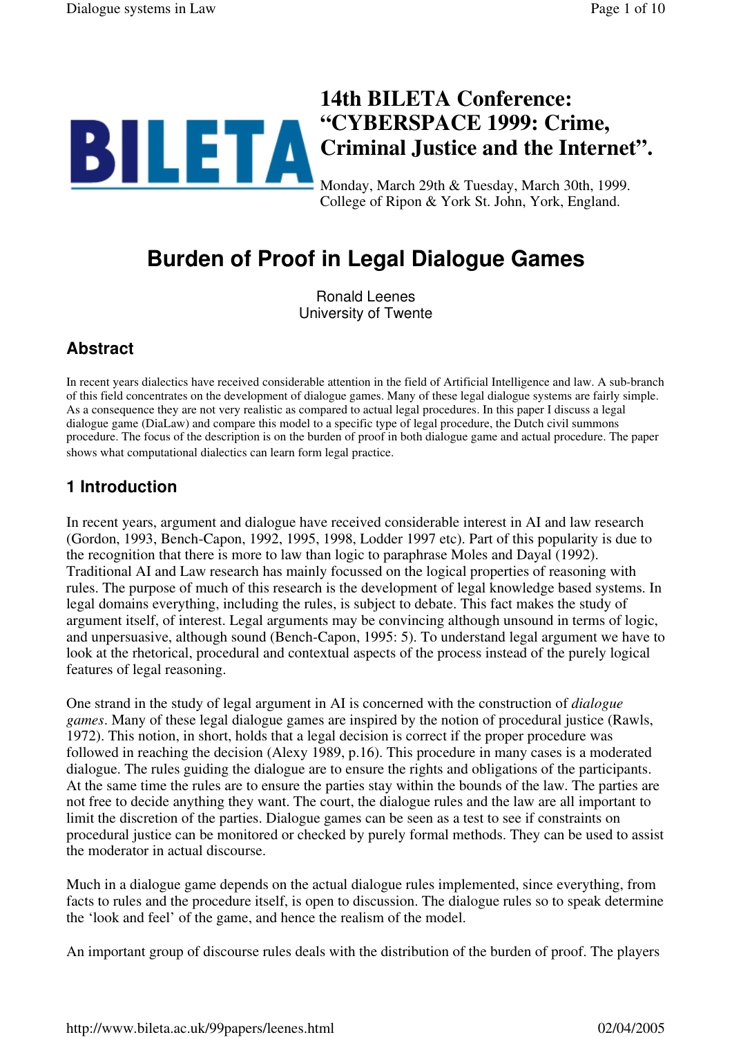# 14th BILETA Conference: "CYBERSPACE 1999: Crime, Criminal Justice and the Internet".

Monday, March 29th & Tuesday, March 30th, 1999.
College of Ripon & York St. John, York, England.

# Burden of Proof in Legal Dialogue Games

Ronald Leenes
University of Twente

## Abstract

In recent years dialectics have received considerable attention in the field of Artificial Intelligence and law. A sub-branch of this field concentrates on the development of dialogue games. Many of these legal dialogue systems are fairly simple. As a consequence they are not very realistic as compared to actual legal procedures. In this paper I discuss a legal dialogue game (DiaLaw) and compare this model to a specific type of legal procedure, the Dutch civil summons procedure. The focus of the description is on the burden of proof in both dialogue game and actual procedure. The paper shows what computational dialectics can learn form legal practice.

## 1 Introduction

In recent years, argument and dialogue have received considerable interest in AI and law research (Gordon, 1993, Bench-Capon, 1992, 1995, 1998, Lodder 1997 etc). Part of this popularity is due to the recognition that there is more to law than logic to paraphrase Moles and Dayal (1992). Traditional AI and Law research has mainly focussed on the logical properties of reasoning with rules. The purpose of much of this research is the development of legal knowledge based systems. In legal domains everything, including the rules, is subject to debate. This fact makes the study of argument itself, of interest. Legal arguments may be convincing although unsound in terms of logic, and unpersuasive, although sound (Bench-Capon, 1995: 5). To understand legal argument we have to look at the rhetorical, procedural and contextual aspects of the process instead of the purely logical features of legal reasoning.

One strand in the study of legal argument in AI is concerned with the construction of *dialogue games*. Many of these legal dialogue games are inspired by the notion of procedural justice (Rawls, 1972). This notion, in short, holds that a legal decision is correct if the proper procedure was followed in reaching the decision (Alexy 1989, p.16). This procedure in many cases is a moderated dialogue. The rules guiding the dialogue are to ensure the rights and obligations of the participants. At the same time the rules are to ensure the parties stay within the bounds of the law. The parties are not free to decide anything they want. The court, the dialogue rules and the law are all important to limit the discretion of the parties. Dialogue games can be seen as a test to see if constraints on procedural justice can be monitored or checked by purely formal methods. They can be used to assist the moderator in actual discourse.

Much in a dialogue game depends on the actual dialogue rules implemented, since everything, from facts to rules and the procedure itself, is open to discussion. The dialogue rules so to speak determine the 'look and feel' of the game, and hence the realism of the model.

An important group of discourse rules deals with the distribution of the burden of proof. The players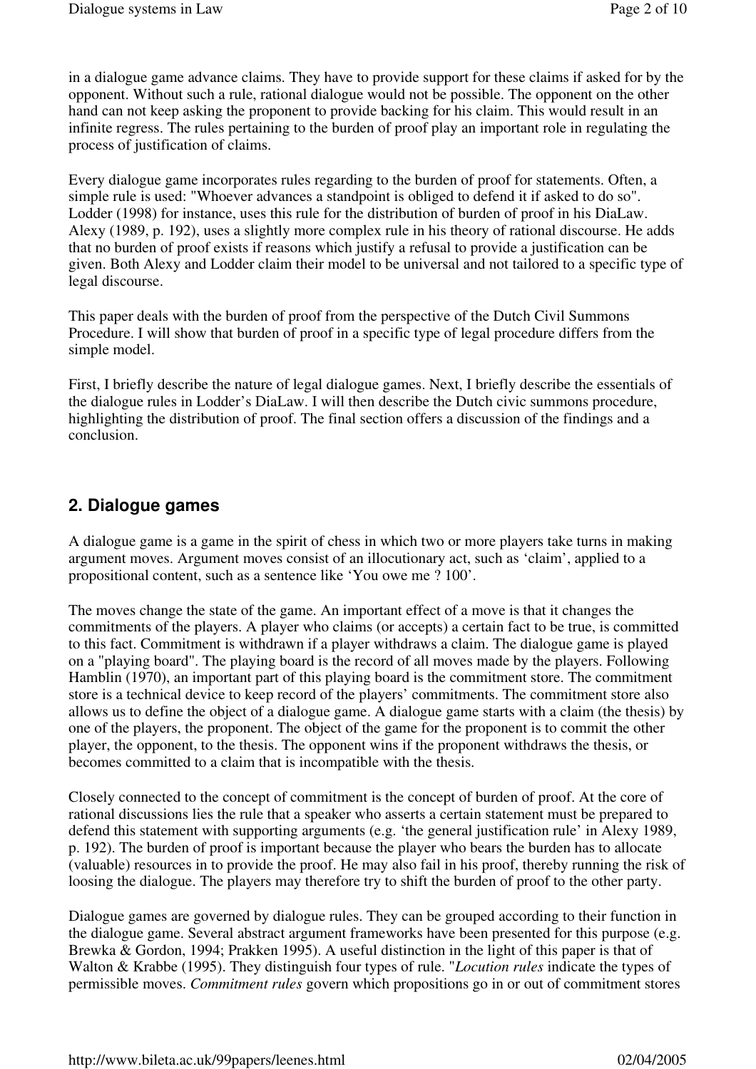in a dialogue game advance claims. They have to provide support for these claims if asked for by the opponent. Without such a rule, rational dialogue would not be possible. The opponent on the other hand can not keep asking the proponent to provide backing for his claim. This would result in an infinite regress. The rules pertaining to the burden of proof play an important role in regulating the process of justification of claims.

Every dialogue game incorporates rules regarding to the burden of proof for statements. Often, a simple rule is used: "Whoever advances a standpoint is obliged to defend it if asked to do so". Lodder (1998) for instance, uses this rule for the distribution of burden of proof in his DiaLaw. Alexy (1989, p. 192), uses a slightly more complex rule in his theory of rational discourse. He adds that no burden of proof exists if reasons which justify a refusal to provide a justification can be given. Both Alexy and Lodder claim their model to be universal and not tailored to a specific type of legal discourse.

This paper deals with the burden of proof from the perspective of the Dutch Civil Summons Procedure. I will show that burden of proof in a specific type of legal procedure differs from the simple model.

First, I briefly describe the nature of legal dialogue games. Next, I briefly describe the essentials of the dialogue rules in Lodder's DiaLaw. I will then describe the Dutch civic summons procedure, highlighting the distribution of proof. The final section offers a discussion of the findings and a conclusion.

## 2. Dialogue games

A dialogue game is a game in the spirit of chess in which two or more players take turns in making argument moves. Argument moves consist of an illocutionary act, such as 'claim', applied to a propositional content, such as a sentence like 'You owe me ? 100'.

The moves change the state of the game. An important effect of a move is that it changes the commitments of the players. A player who claims (or accepts) a certain fact to be true, is committed to this fact. Commitment is withdrawn if a player withdraws a claim. The dialogue game is played on a "playing board". The playing board is the record of all moves made by the players. Following Hamblin (1970), an important part of this playing board is the commitment store. The commitment store is a technical device to keep record of the players' commitments. The commitment store also allows us to define the object of a dialogue game. A dialogue game starts with a claim (the thesis) by one of the players, the proponent. The object of the game for the proponent is to commit the other player, the opponent, to the thesis. The opponent wins if the proponent withdraws the thesis, or becomes committed to a claim that is incompatible with the thesis.

Closely connected to the concept of commitment is the concept of burden of proof. At the core of rational discussions lies the rule that a speaker who asserts a certain statement must be prepared to defend this statement with supporting arguments (e.g. 'the general justification rule' in Alexy 1989, p. 192). The burden of proof is important because the player who bears the burden has to allocate (valuable) resources in to provide the proof. He may also fail in his proof, thereby running the risk of loosing the dialogue. The players may therefore try to shift the burden of proof to the other party.

Dialogue games are governed by dialogue rules. They can be grouped according to their function in the dialogue game. Several abstract argument frameworks have been presented for this purpose (e.g. Brewka & Gordon, 1994; Prakken 1995). A useful distinction in the light of this paper is that of Walton & Krabbe (1995). They distinguish four types of rule. "*Locution rules* indicate the types of permissible moves. *Commitment rules* govern which propositions go in or out of commitment stores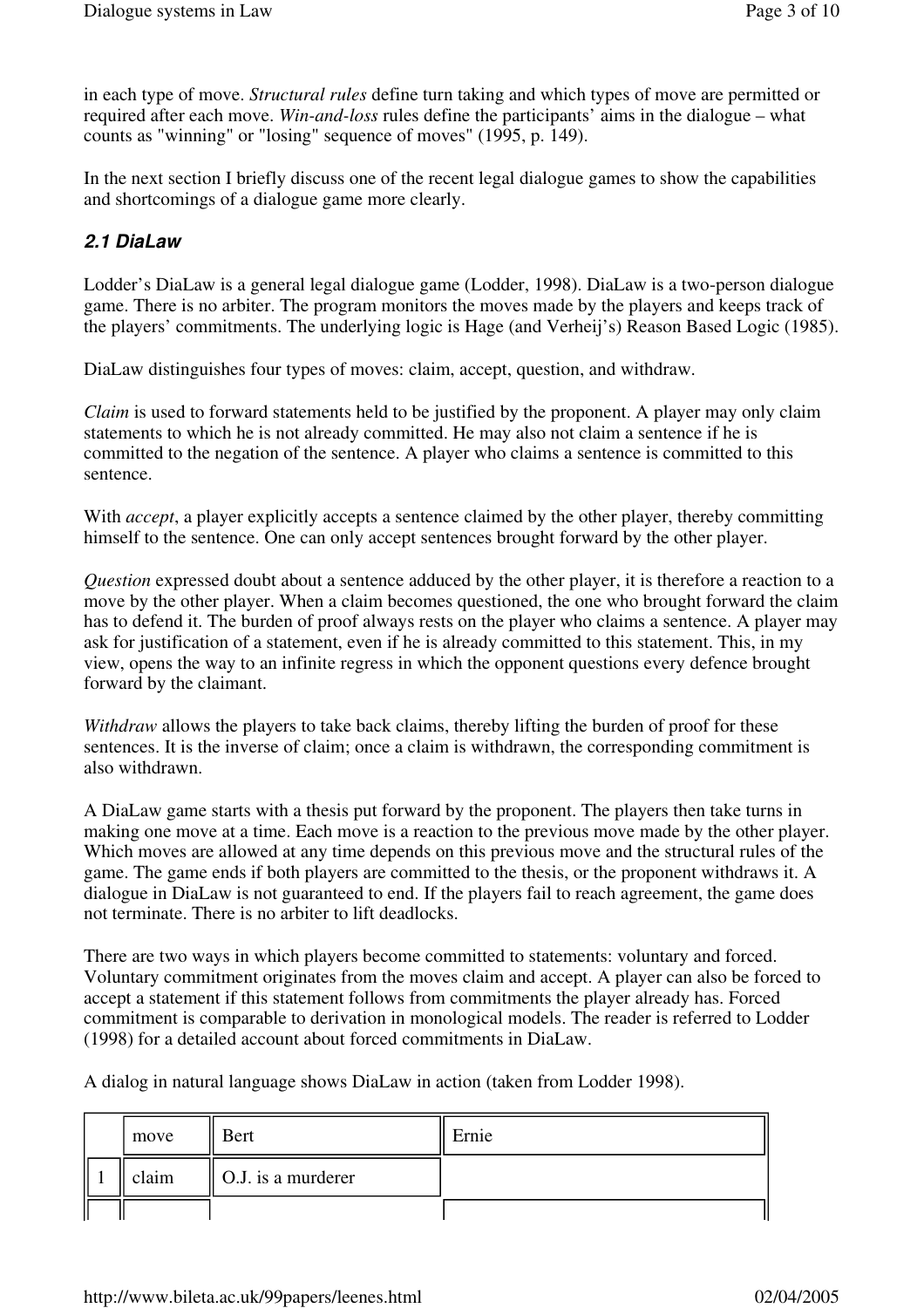in each type of move. *Structural rules* define turn taking and which types of move are permitted or required after each move. *Win-and-loss* rules define the participants' aims in the dialogue – what counts as "winning" or "losing" sequence of moves" (1995, p. 149).

In the next section I briefly discuss one of the recent legal dialogue games to show the capabilities and shortcomings of a dialogue game more clearly.

### *2.1 DiaLaw*

Lodder's DiaLaw is a general legal dialogue game (Lodder, 1998). DiaLaw is a two-person dialogue game. There is no arbiter. The program monitors the moves made by the players and keeps track of the players' commitments. The underlying logic is Hage (and Verheij's) Reason Based Logic (1985).

DiaLaw distinguishes four types of moves: claim, accept, question, and withdraw.

*Claim* is used to forward statements held to be justified by the proponent. A player may only claim statements to which he is not already committed. He may also not claim a sentence if he is committed to the negation of the sentence. A player who claims a sentence is committed to this sentence.

With *accept*, a player explicitly accepts a sentence claimed by the other player, thereby committing himself to the sentence. One can only accept sentences brought forward by the other player.

*Question* expressed doubt about a sentence adduced by the other player, it is therefore a reaction to a move by the other player. When a claim becomes questioned, the one who brought forward the claim has to defend it. The burden of proof always rests on the player who claims a sentence. A player may ask for justification of a statement, even if he is already committed to this statement. This, in my view, opens the way to an infinite regress in which the opponent questions every defence brought forward by the claimant.

*Withdraw* allows the players to take back claims, thereby lifting the burden of proof for these sentences. It is the inverse of claim; once a claim is withdrawn, the corresponding commitment is also withdrawn.

A DiaLaw game starts with a thesis put forward by the proponent. The players then take turns in making one move at a time. Each move is a reaction to the previous move made by the other player. Which moves are allowed at any time depends on this previous move and the structural rules of the game. The game ends if both players are committed to the thesis, or the proponent withdraws it. A dialogue in DiaLaw is not guaranteed to end. If the players fail to reach agreement, the game does not terminate. There is no arbiter to lift deadlocks.

There are two ways in which players become committed to statements: voluntary and forced. Voluntary commitment originates from the moves claim and accept. A player can also be forced to accept a statement if this statement follows from commitments the player already has. Forced commitment is comparable to derivation in monological models. The reader is referred to Lodder (1998) for a detailed account about forced commitments in DiaLaw.

A dialog in natural language shows DiaLaw in action (taken from Lodder 1998).

| | move | Bert | Ernie |
|---|---|---|---|
| 1 | claim | O.J. is a murderer | |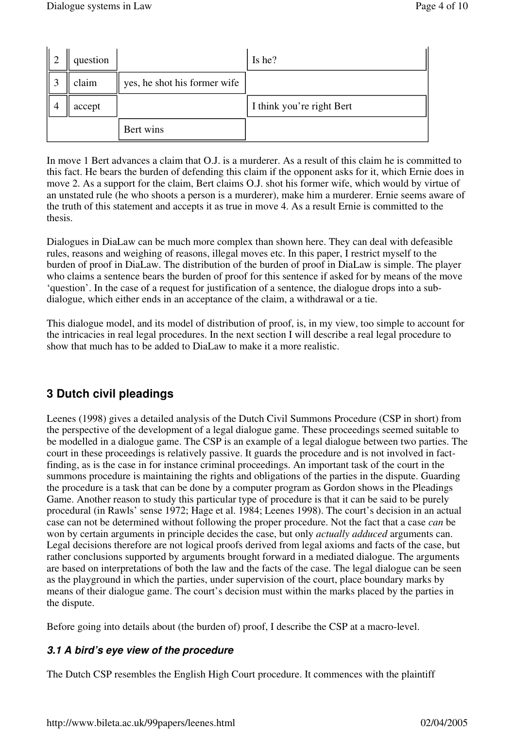| | | | |
|---|---|---|---|
| 2 | question | | Is he? |
| 3 | claim | yes, he shot his former wife | |
| 4 | accept | | I think you're right Bert |
| | | Bert wins | |

In move 1 Bert advances a claim that O.J. is a murderer. As a result of this claim he is committed to this fact. He bears the burden of defending this claim if the opponent asks for it, which Ernie does in move 2. As a support for the claim, Bert claims O.J. shot his former wife, which would by virtue of an unstated rule (he who shoots a person is a murderer), make him a murderer. Ernie seems aware of the truth of this statement and accepts it as true in move 4. As a result Ernie is committed to the thesis.

Dialogues in DiaLaw can be much more complex than shown here. They can deal with defeasible rules, reasons and weighing of reasons, illegal moves etc. In this paper, I restrict myself to the burden of proof in DiaLaw. The distribution of the burden of proof in DiaLaw is simple. The player who claims a sentence bears the burden of proof for this sentence if asked for by means of the move 'question'. In the case of a request for justification of a sentence, the dialogue drops into a sub-dialogue, which either ends in an acceptance of the claim, a withdrawal or a tie.

This dialogue model, and its model of distribution of proof, is, in my view, too simple to account for the intricacies in real legal procedures. In the next section I will describe a real legal procedure to show that much has to be added to DiaLaw to make it a more realistic.

## 3 Dutch civil pleadings

Leenes (1998) gives a detailed analysis of the Dutch Civil Summons Procedure (CSP in short) from the perspective of the development of a legal dialogue game. These proceedings seemed suitable to be modelled in a dialogue game. The CSP is an example of a legal dialogue between two parties. The court in these proceedings is relatively passive. It guards the procedure and is not involved in fact-finding, as is the case in for instance criminal proceedings. An important task of the court in the summons procedure is maintaining the rights and obligations of the parties in the dispute. Guarding the procedure is a task that can be done by a computer program as Gordon shows in the Pleadings Game. Another reason to study this particular type of procedure is that it can be said to be purely procedural (in Rawls' sense 1972; Hage et al. 1984; Leenes 1998). The court's decision in an actual case can not be determined without following the proper procedure. Not the fact that a case *can* be won by certain arguments in principle decides the case, but only *actually adduced* arguments can. Legal decisions therefore are not logical proofs derived from legal axioms and facts of the case, but rather conclusions supported by arguments brought forward in a mediated dialogue. The arguments are based on interpretations of both the law and the facts of the case. The legal dialogue can be seen as the playground in which the parties, under supervision of the court, place boundary marks by means of their dialogue game. The court's decision must within the marks placed by the parties in the dispute.

Before going into details about (the burden of) proof, I describe the CSP at a macro-level.

### 3.1 A bird's eye view of the procedure

The Dutch CSP resembles the English High Court procedure. It commences with the plaintiff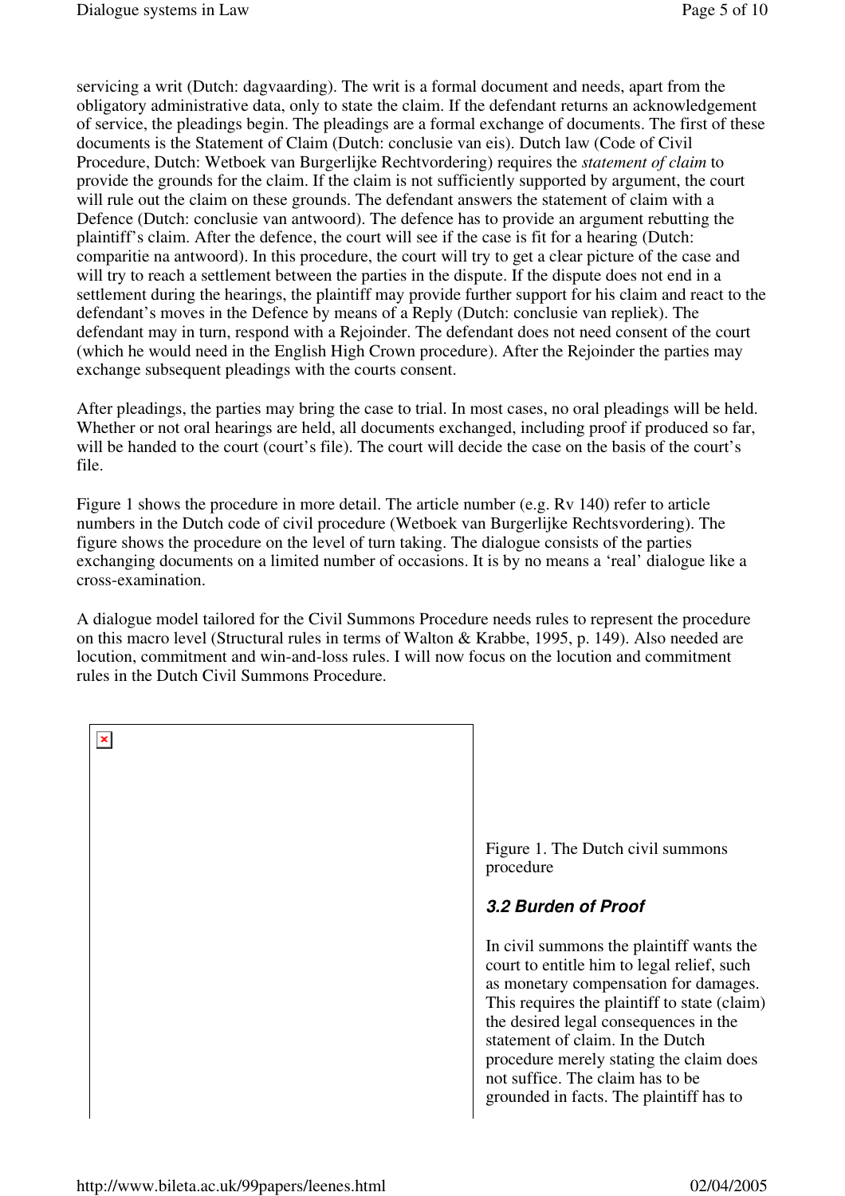servicing a writ (Dutch: dagvaarding). The writ is a formal document and needs, apart from the obligatory administrative data, only to state the claim. If the defendant returns an acknowledgement of service, the pleadings begin. The pleadings are a formal exchange of documents. The first of these documents is the Statement of Claim (Dutch: conclusie van eis). Dutch law (Code of Civil Procedure, Dutch: Wetboek van Burgerlijke Rechtvordering) requires the *statement of claim* to provide the grounds for the claim. If the claim is not sufficiently supported by argument, the court will rule out the claim on these grounds. The defendant answers the statement of claim with a Defence (Dutch: conclusie van antwoord). The defence has to provide an argument rebutting the plaintiff's claim. After the defence, the court will see if the case is fit for a hearing (Dutch: comparitie na antwoord). In this procedure, the court will try to get a clear picture of the case and will try to reach a settlement between the parties in the dispute. If the dispute does not end in a settlement during the hearings, the plaintiff may provide further support for his claim and react to the defendant's moves in the Defence by means of a Reply (Dutch: conclusie van repliek). The defendant may in turn, respond with a Rejoinder. The defendant does not need consent of the court (which he would need in the English High Crown procedure). After the Rejoinder the parties may exchange subsequent pleadings with the courts consent.

After pleadings, the parties may bring the case to trial. In most cases, no oral pleadings will be held. Whether or not oral hearings are held, all documents exchanged, including proof if produced so far, will be handed to the court (court's file). The court will decide the case on the basis of the court's file.

Figure 1 shows the procedure in more detail. The article number (e.g. Rv 140) refer to article numbers in the Dutch code of civil procedure (Wetboek van Burgerlijke Rechtsvordering). The figure shows the procedure on the level of turn taking. The dialogue consists of the parties exchanging documents on a limited number of occasions. It is by no means a 'real' dialogue like a cross-examination.

A dialogue model tailored for the Civil Summons Procedure needs rules to represent the procedure on this macro level (Structural rules in terms of Walton & Krabbe, 1995, p. 149). Also needed are locution, commitment and win-and-loss rules. I will now focus on the locution and commitment rules in the Dutch Civil Summons Procedure.

Figure 1. The Dutch civil summons procedure

### 3.2 Burden of Proof

In civil summons the plaintiff wants the court to entitle him to legal relief, such as monetary compensation for damages. This requires the plaintiff to state (claim) the desired legal consequences in the statement of claim. In the Dutch procedure merely stating the claim does not suffice. The claim has to be grounded in facts. The plaintiff has to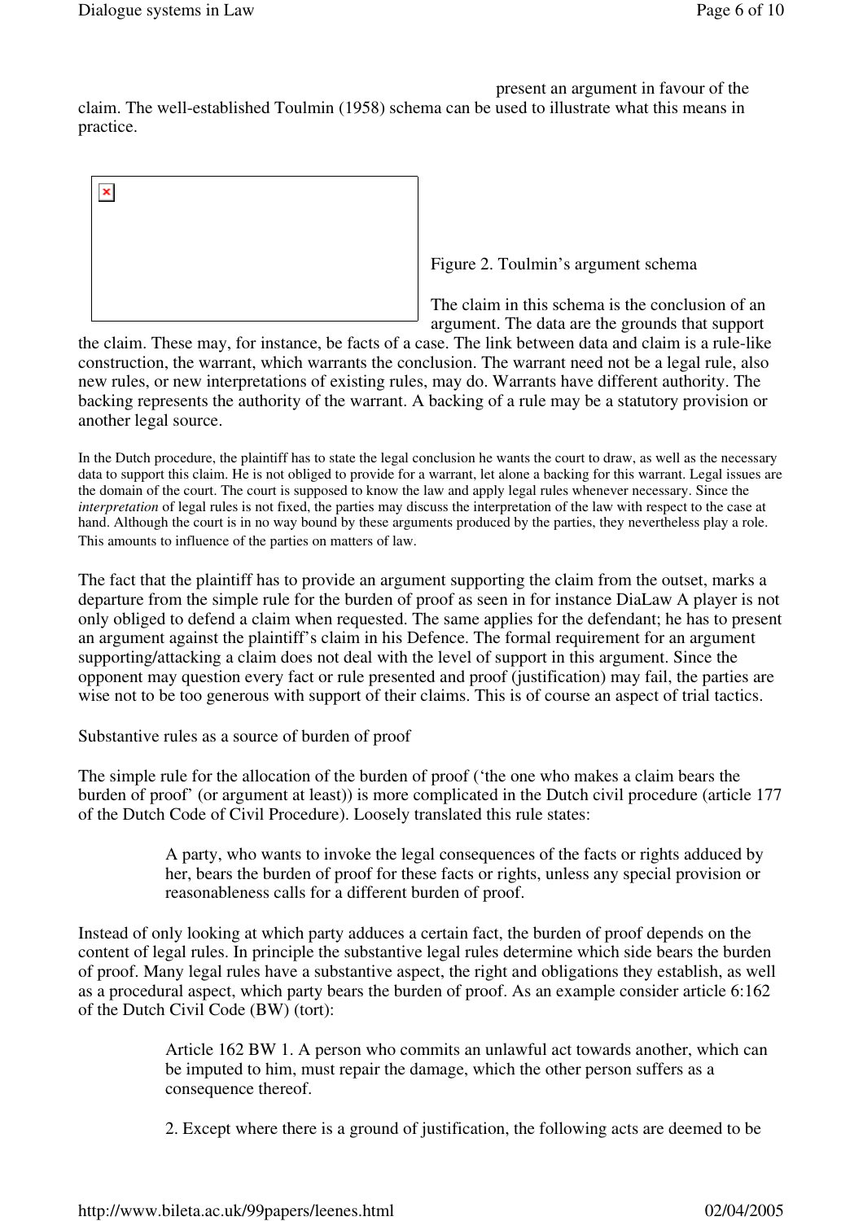present an argument in favour of the claim. The well-established Toulmin (1958) schema can be used to illustrate what this means in practice.

Figure 2. Toulmin's argument schema

The claim in this schema is the conclusion of an argument. The data are the grounds that support the claim. These may, for instance, be facts of a case. The link between data and claim is a rule-like construction, the warrant, which warrants the conclusion. The warrant need not be a legal rule, also new rules, or new interpretations of existing rules, may do. Warrants have different authority. The backing represents the authority of the warrant. A backing of a rule may be a statutory provision or another legal source.

In the Dutch procedure, the plaintiff has to state the legal conclusion he wants the court to draw, as well as the necessary data to support this claim. He is not obliged to provide for a warrant, let alone a backing for this warrant. Legal issues are the domain of the court. The court is supposed to know the law and apply legal rules whenever necessary. Since the *interpretation* of legal rules is not fixed, the parties may discuss the interpretation of the law with respect to the case at hand. Although the court is in no way bound by these arguments produced by the parties, they nevertheless play a role. This amounts to influence of the parties on matters of law.

The fact that the plaintiff has to provide an argument supporting the claim from the outset, marks a departure from the simple rule for the burden of proof as seen in for instance DiaLaw A player is not only obliged to defend a claim when requested. The same applies for the defendant; he has to present an argument against the plaintiff's claim in his Defence. The formal requirement for an argument supporting/attacking a claim does not deal with the level of support in this argument. Since the opponent may question every fact or rule presented and proof (justification) may fail, the parties are wise not to be too generous with support of their claims. This is of course an aspect of trial tactics.

Substantive rules as a source of burden of proof

The simple rule for the allocation of the burden of proof ('the one who makes a claim bears the burden of proof' (or argument at least)) is more complicated in the Dutch civil procedure (article 177 of the Dutch Code of Civil Procedure). Loosely translated this rule states:

> A party, who wants to invoke the legal consequences of the facts or rights adduced by her, bears the burden of proof for these facts or rights, unless any special provision or reasonableness calls for a different burden of proof.

Instead of only looking at which party adduces a certain fact, the burden of proof depends on the content of legal rules. In principle the substantive legal rules determine which side bears the burden of proof. Many legal rules have a substantive aspect, the right and obligations they establish, as well as a procedural aspect, which party bears the burden of proof. As an example consider article 6:162 of the Dutch Civil Code (BW) (tort):

> Article 162 BW 1. A person who commits an unlawful act towards another, which can be imputed to him, must repair the damage, which the other person suffers as a consequence thereof.
>
> 2. Except where there is a ground of justification, the following acts are deemed to be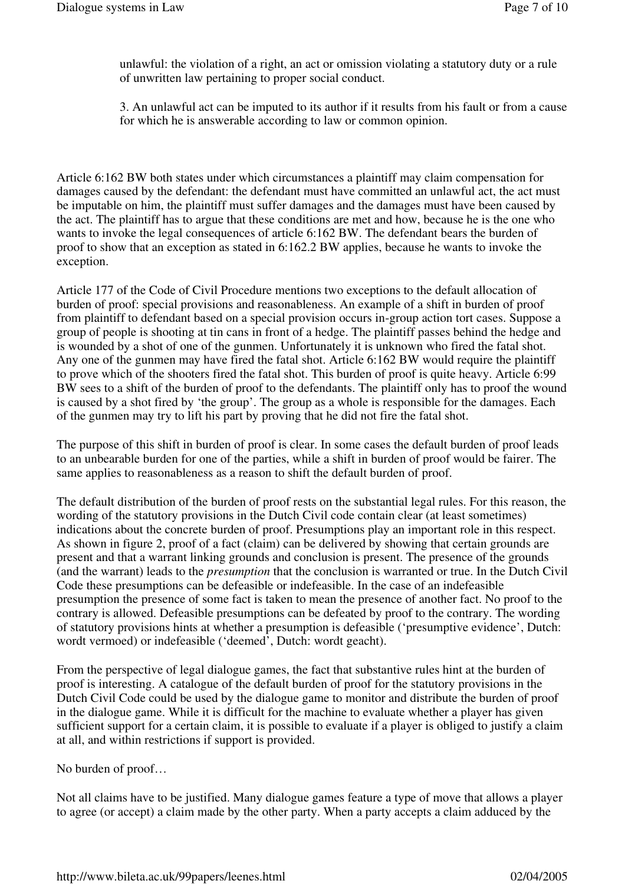unlawful: the violation of a right, an act or omission violating a statutory duty or a rule of unwritten law pertaining to proper social conduct.

3. An unlawful act can be imputed to its author if it results from his fault or from a cause for which he is answerable according to law or common opinion.

Article 6:162 BW both states under which circumstances a plaintiff may claim compensation for damages caused by the defendant: the defendant must have committed an unlawful act, the act must be imputable on him, the plaintiff must suffer damages and the damages must have been caused by the act. The plaintiff has to argue that these conditions are met and how, because he is the one who wants to invoke the legal consequences of article 6:162 BW. The defendant bears the burden of proof to show that an exception as stated in 6:162.2 BW applies, because he wants to invoke the exception.

Article 177 of the Code of Civil Procedure mentions two exceptions to the default allocation of burden of proof: special provisions and reasonableness. An example of a shift in burden of proof from plaintiff to defendant based on a special provision occurs in-group action tort cases. Suppose a group of people is shooting at tin cans in front of a hedge. The plaintiff passes behind the hedge and is wounded by a shot of one of the gunmen. Unfortunately it is unknown who fired the fatal shot. Any one of the gunmen may have fired the fatal shot. Article 6:162 BW would require the plaintiff to prove which of the shooters fired the fatal shot. This burden of proof is quite heavy. Article 6:99 BW sees to a shift of the burden of proof to the defendants. The plaintiff only has to proof the wound is caused by a shot fired by 'the group'. The group as a whole is responsible for the damages. Each of the gunmen may try to lift his part by proving that he did not fire the fatal shot.

The purpose of this shift in burden of proof is clear. In some cases the default burden of proof leads to an unbearable burden for one of the parties, while a shift in burden of proof would be fairer. The same applies to reasonableness as a reason to shift the default burden of proof.

The default distribution of the burden of proof rests on the substantial legal rules. For this reason, the wording of the statutory provisions in the Dutch Civil code contain clear (at least sometimes) indications about the concrete burden of proof. Presumptions play an important role in this respect. As shown in figure 2, proof of a fact (claim) can be delivered by showing that certain grounds are present and that a warrant linking grounds and conclusion is present. The presence of the grounds (and the warrant) leads to the *presumption* that the conclusion is warranted or true. In the Dutch Civil Code these presumptions can be defeasible or indefeasible. In the case of an indefeasible presumption the presence of some fact is taken to mean the presence of another fact. No proof to the contrary is allowed. Defeasible presumptions can be defeated by proof to the contrary. The wording of statutory provisions hints at whether a presumption is defeasible ('presumptive evidence', Dutch: wordt vermoed) or indefeasible ('deemed', Dutch: wordt geacht).

From the perspective of legal dialogue games, the fact that substantive rules hint at the burden of proof is interesting. A catalogue of the default burden of proof for the statutory provisions in the Dutch Civil Code could be used by the dialogue game to monitor and distribute the burden of proof in the dialogue game. While it is difficult for the machine to evaluate whether a player has given sufficient support for a certain claim, it is possible to evaluate if a player is obliged to justify a claim at all, and within restrictions if support is provided.

No burden of proof…

Not all claims have to be justified. Many dialogue games feature a type of move that allows a player to agree (or accept) a claim made by the other party. When a party accepts a claim adduced by the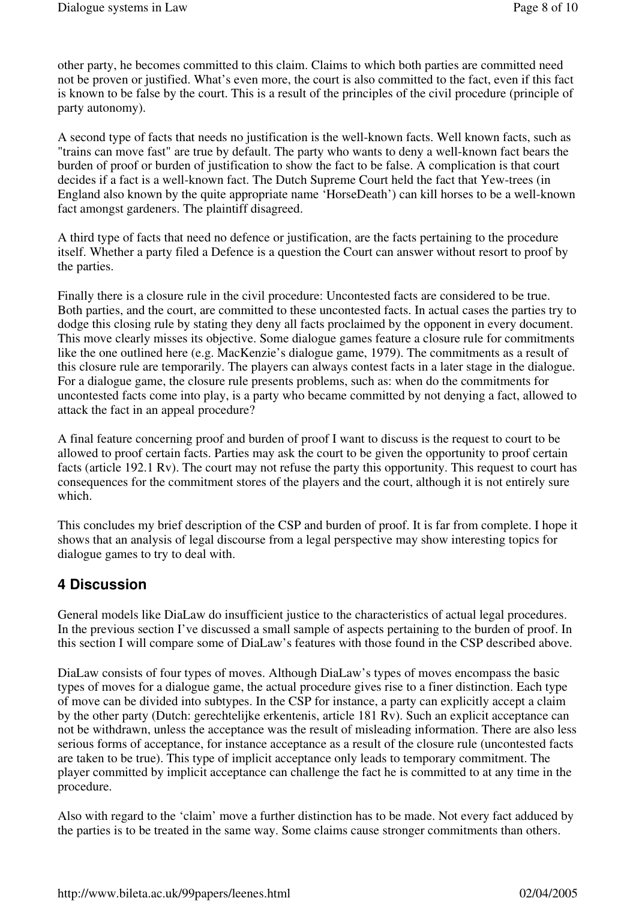other party, he becomes committed to this claim. Claims to which both parties are committed need not be proven or justified. What's even more, the court is also committed to the fact, even if this fact is known to be false by the court. This is a result of the principles of the civil procedure (principle of party autonomy).

A second type of facts that needs no justification is the well-known facts. Well known facts, such as "trains can move fast" are true by default. The party who wants to deny a well-known fact bears the burden of proof or burden of justification to show the fact to be false. A complication is that court decides if a fact is a well-known fact. The Dutch Supreme Court held the fact that Yew-trees (in England also known by the quite appropriate name 'HorseDeath') can kill horses to be a well-known fact amongst gardeners. The plaintiff disagreed.

A third type of facts that need no defence or justification, are the facts pertaining to the procedure itself. Whether a party filed a Defence is a question the Court can answer without resort to proof by the parties.

Finally there is a closure rule in the civil procedure: Uncontested facts are considered to be true. Both parties, and the court, are committed to these uncontested facts. In actual cases the parties try to dodge this closing rule by stating they deny all facts proclaimed by the opponent in every document. This move clearly misses its objective. Some dialogue games feature a closure rule for commitments like the one outlined here (e.g. MacKenzie's dialogue game, 1979). The commitments as a result of this closure rule are temporarily. The players can always contest facts in a later stage in the dialogue. For a dialogue game, the closure rule presents problems, such as: when do the commitments for uncontested facts come into play, is a party who became committed by not denying a fact, allowed to attack the fact in an appeal procedure?

A final feature concerning proof and burden of proof I want to discuss is the request to court to be allowed to proof certain facts. Parties may ask the court to be given the opportunity to proof certain facts (article 192.1 Rv). The court may not refuse the party this opportunity. This request to court has consequences for the commitment stores of the players and the court, although it is not entirely sure which.

This concludes my brief description of the CSP and burden of proof. It is far from complete. I hope it shows that an analysis of legal discourse from a legal perspective may show interesting topics for dialogue games to try to deal with.

## 4 Discussion

General models like DiaLaw do insufficient justice to the characteristics of actual legal procedures. In the previous section I've discussed a small sample of aspects pertaining to the burden of proof. In this section I will compare some of DiaLaw's features with those found in the CSP described above.

DiaLaw consists of four types of moves. Although DiaLaw's types of moves encompass the basic types of moves for a dialogue game, the actual procedure gives rise to a finer distinction. Each type of move can be divided into subtypes. In the CSP for instance, a party can explicitly accept a claim by the other party (Dutch: gerechtelijke erkentenis, article 181 Rv). Such an explicit acceptance can not be withdrawn, unless the acceptance was the result of misleading information. There are also less serious forms of acceptance, for instance acceptance as a result of the closure rule (uncontested facts are taken to be true). This type of implicit acceptance only leads to temporary commitment. The player committed by implicit acceptance can challenge the fact he is committed to at any time in the procedure.

Also with regard to the 'claim' move a further distinction has to be made. Not every fact adduced by the parties is to be treated in the same way. Some claims cause stronger commitments than others.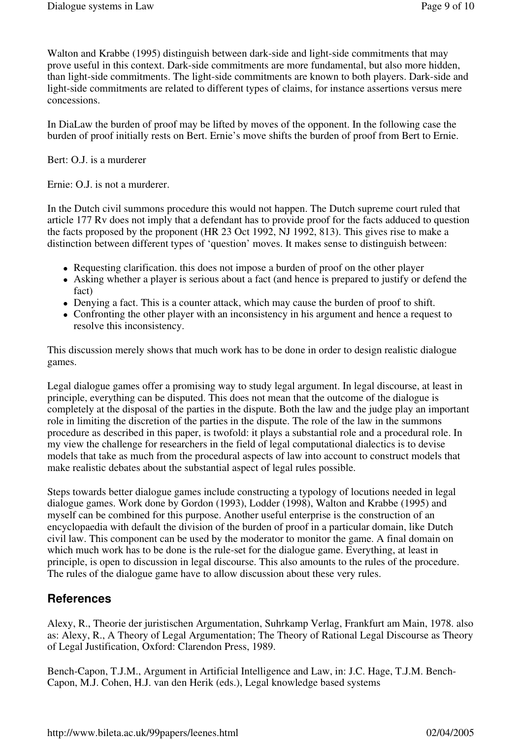Walton and Krabbe (1995) distinguish between dark-side and light-side commitments that may prove useful in this context. Dark-side commitments are more fundamental, but also more hidden, than light-side commitments. The light-side commitments are known to both players. Dark-side and light-side commitments are related to different types of claims, for instance assertions versus mere concessions.

In DiaLaw the burden of proof may be lifted by moves of the opponent. In the following case the burden of proof initially rests on Bert. Ernie's move shifts the burden of proof from Bert to Ernie.

Bert: O.J. is a murderer

Ernie: O.J. is not a murderer.

In the Dutch civil summons procedure this would not happen. The Dutch supreme court ruled that article 177 Rv does not imply that a defendant has to provide proof for the facts adduced to question the facts proposed by the proponent (HR 23 Oct 1992, NJ 1992, 813). This gives rise to make a distinction between different types of 'question' moves. It makes sense to distinguish between:

- Requesting clarification. this does not impose a burden of proof on the other player
- Asking whether a player is serious about a fact (and hence is prepared to justify or defend the fact)
- Denying a fact. This is a counter attack, which may cause the burden of proof to shift.
- Confronting the other player with an inconsistency in his argument and hence a request to resolve this inconsistency.

This discussion merely shows that much work has to be done in order to design realistic dialogue games.

Legal dialogue games offer a promising way to study legal argument. In legal discourse, at least in principle, everything can be disputed. This does not mean that the outcome of the dialogue is completely at the disposal of the parties in the dispute. Both the law and the judge play an important role in limiting the discretion of the parties in the dispute. The role of the law in the summons procedure as described in this paper, is twofold: it plays a substantial role and a procedural role. In my view the challenge for researchers in the field of legal computational dialectics is to devise models that take as much from the procedural aspects of law into account to construct models that make realistic debates about the substantial aspect of legal rules possible.

Steps towards better dialogue games include constructing a typology of locutions needed in legal dialogue games. Work done by Gordon (1993), Lodder (1998), Walton and Krabbe (1995) and myself can be combined for this purpose. Another useful enterprise is the construction of an encyclopaedia with default the division of the burden of proof in a particular domain, like Dutch civil law. This component can be used by the moderator to monitor the game. A final domain on which much work has to be done is the rule-set for the dialogue game. Everything, at least in principle, is open to discussion in legal discourse. This also amounts to the rules of the procedure. The rules of the dialogue game have to allow discussion about these very rules.

## References

Alexy, R., Theorie der juristischen Argumentation, Suhrkamp Verlag, Frankfurt am Main, 1978. also as: Alexy, R., A Theory of Legal Argumentation; The Theory of Rational Legal Discourse as Theory of Legal Justification, Oxford: Clarendon Press, 1989.

Bench-Capon, T.J.M., Argument in Artificial Intelligence and Law, in: J.C. Hage, T.J.M. Bench-Capon, M.J. Cohen, H.J. van den Herik (eds.), Legal knowledge based systems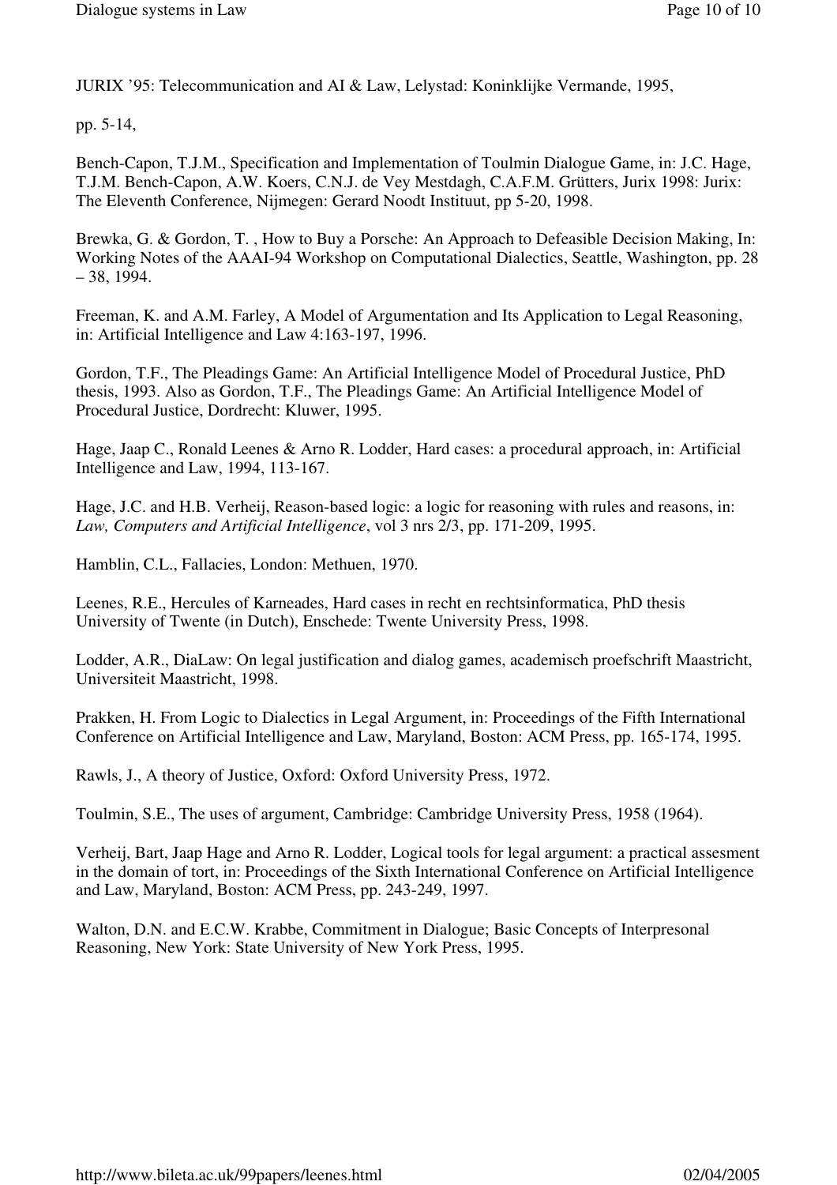JURIX '95: Telecommunication and AI & Law, Lelystad: Koninklijke Vermande, 1995,

pp. 5-14,

Bench-Capon, T.J.M., Specification and Implementation of Toulmin Dialogue Game, in: J.C. Hage, T.J.M. Bench-Capon, A.W. Koers, C.N.J. de Vey Mestdagh, C.A.F.M. Grütters, Jurix 1998: Jurix: The Eleventh Conference, Nijmegen: Gerard Noodt Instituut, pp 5-20, 1998.

Brewka, G. & Gordon, T. , How to Buy a Porsche: An Approach to Defeasible Decision Making, In: Working Notes of the AAAI-94 Workshop on Computational Dialectics, Seattle, Washington, pp. 28 – 38, 1994.

Freeman, K. and A.M. Farley, A Model of Argumentation and Its Application to Legal Reasoning, in: Artificial Intelligence and Law 4:163-197, 1996.

Gordon, T.F., The Pleadings Game: An Artificial Intelligence Model of Procedural Justice, PhD thesis, 1993. Also as Gordon, T.F., The Pleadings Game: An Artificial Intelligence Model of Procedural Justice, Dordrecht: Kluwer, 1995.

Hage, Jaap C., Ronald Leenes & Arno R. Lodder, Hard cases: a procedural approach, in: Artificial Intelligence and Law, 1994, 113-167.

Hage, J.C. and H.B. Verheij, Reason-based logic: a logic for reasoning with rules and reasons, in: *Law, Computers and Artificial Intelligence*, vol 3 nrs 2/3, pp. 171-209, 1995.

Hamblin, C.L., Fallacies, London: Methuen, 1970.

Leenes, R.E., Hercules of Karneades, Hard cases in recht en rechtsinformatica, PhD thesis University of Twente (in Dutch), Enschede: Twente University Press, 1998.

Lodder, A.R., DiaLaw: On legal justification and dialog games, academisch proefschrift Maastricht, Universiteit Maastricht, 1998.

Prakken, H. From Logic to Dialectics in Legal Argument, in: Proceedings of the Fifth International Conference on Artificial Intelligence and Law, Maryland, Boston: ACM Press, pp. 165-174, 1995.

Rawls, J., A theory of Justice, Oxford: Oxford University Press, 1972.

Toulmin, S.E., The uses of argument, Cambridge: Cambridge University Press, 1958 (1964).

Verheij, Bart, Jaap Hage and Arno R. Lodder, Logical tools for legal argument: a practical assesment in the domain of tort, in: Proceedings of the Sixth International Conference on Artificial Intelligence and Law, Maryland, Boston: ACM Press, pp. 243-249, 1997.

Walton, D.N. and E.C.W. Krabbe, Commitment in Dialogue; Basic Concepts of Interpresonal Reasoning, New York: State University of New York Press, 1995.